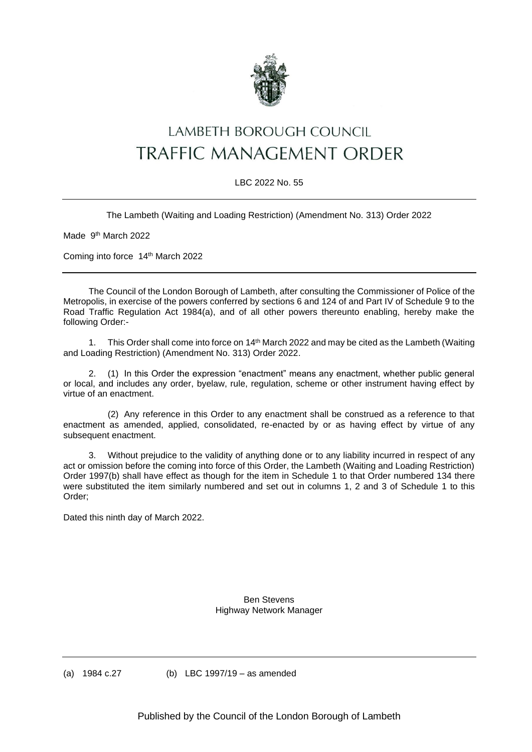# LAMBETH BOROUGH COUNCIL

# TRAFFIC MANAGEMENT ORDER

LBC 2022 No. 55

The Lambeth (Waiting and Loading Restriction) (Amendment No. 313) Order 2022

Made 9th March 2022

Coming into force 14th March 2022

The Council of the London Borough of Lambeth, after consulting the Commissioner of Police of the Metropolis, in exercise of the powers conferred by sections 6 and 124 of and Part IV of Schedule 9 to the Road Traffic Regulation Act 1984(a), and of all other powers thereunto enabling, hereby make the following Order:-

1. This Order shall come into force on 14th March 2022 and may be cited as the Lambeth (Waiting and Loading Restriction) (Amendment No. 313) Order 2022.

2. (1) In this Order the expression "enactment" means any enactment, whether public general or local, and includes any order, byelaw, rule, regulation, scheme or other instrument having effect by virtue of an enactment.

   (2) Any reference in this Order to any enactment shall be construed as a reference to that enactment as amended, applied, consolidated, re-enacted by or as having effect by virtue of any subsequent enactment.

3. Without prejudice to the validity of anything done or to any liability incurred in respect of any act or omission before the coming into force of this Order, the Lambeth (Waiting and Loading Restriction) Order 1997(b) shall have effect as though for the item in Schedule 1 to that Order numbered 134 there were substituted the item similarly numbered and set out in columns 1, 2 and 3 of Schedule 1 to this Order;

Dated this ninth day of March 2022.

Ben Stevens
Highway Network Manager

(a) 1984 c.27 (b) LBC 1997/19 – as amended

Published by the Council of the London Borough of Lambeth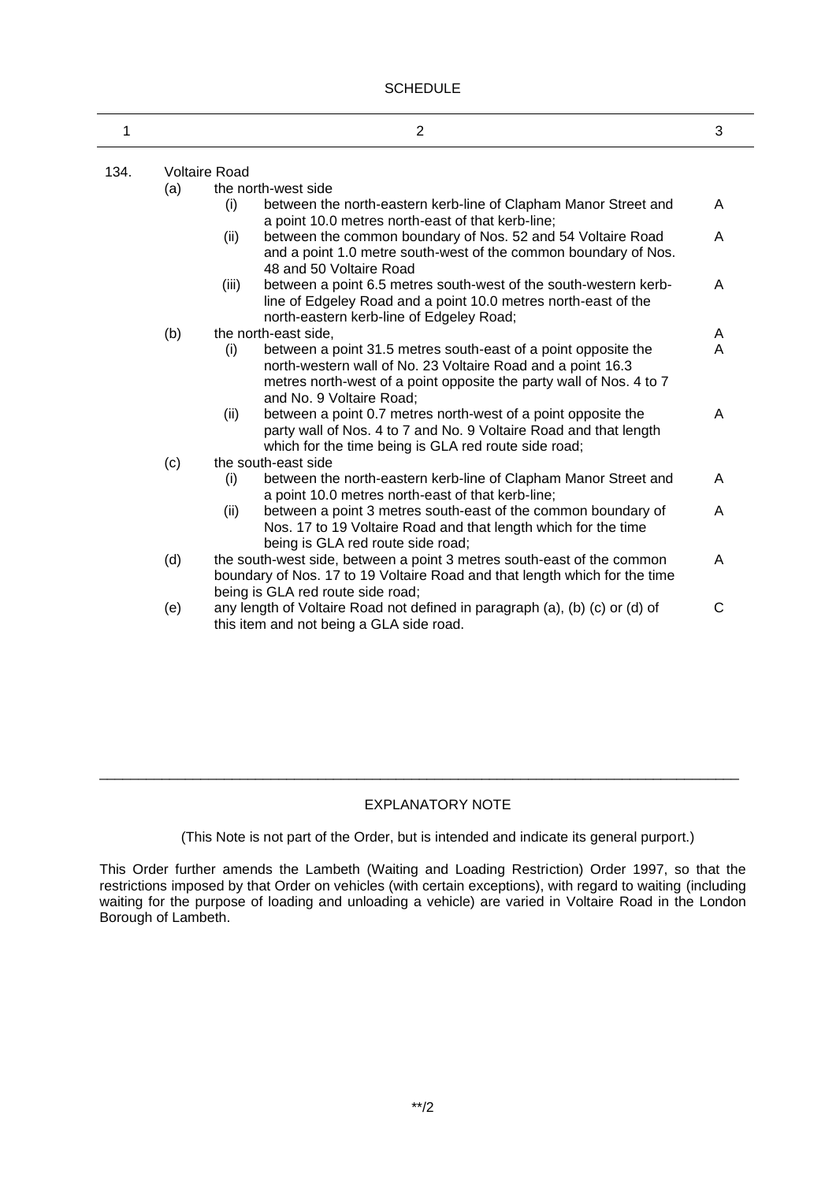SCHEDULE

| 1 | 2 | 3 |
|---|---|---|
| 134. | Voltaire Road | |
| | (a) the north-west side | |
| | (i) between the north-eastern kerb-line of Clapham Manor Street and a point 10.0 metres north-east of that kerb-line; | A |
| | (ii) between the common boundary of Nos. 52 and 54 Voltaire Road and a point 1.0 metre south-west of the common boundary of Nos. 48 and 50 Voltaire Road | A |
| | (iii) between a point 6.5 metres south-west of the south-western kerb-line of Edgeley Road and a point 10.0 metres north-east of the north-eastern kerb-line of Edgeley Road; | A |
| | (b) the north-east side, | A |
| | (i) between a point 31.5 metres south-east of a point opposite the north-western wall of No. 23 Voltaire Road and a point 16.3 metres north-west of a point opposite the party wall of Nos. 4 to 7 and No. 9 Voltaire Road; | A |
| | (ii) between a point 0.7 metres north-west of a point opposite the party wall of Nos. 4 to 7 and No. 9 Voltaire Road and that length which for the time being is GLA red route side road; | A |
| | (c) the south-east side | |
| | (i) between the north-eastern kerb-line of Clapham Manor Street and a point 10.0 metres north-east of that kerb-line; | A |
| | (ii) between a point 3 metres south-east of the common boundary of Nos. 17 to 19 Voltaire Road and that length which for the time being is GLA red route side road; | A |
| | (d) the south-west side, between a point 3 metres south-east of the common boundary of Nos. 17 to 19 Voltaire Road and that length which for the time being is GLA red route side road; | A |
| | (e) any length of Voltaire Road not defined in paragraph (a), (b) (c) or (d) of this item and not being a GLA side road. | C |

---

EXPLANATORY NOTE

(This Note is not part of the Order, but is intended and indicate its general purport.)

This Order further amends the Lambeth (Waiting and Loading Restriction) Order 1997, so that the restrictions imposed by that Order on vehicles (with certain exceptions), with regard to waiting (including waiting for the purpose of loading and unloading a vehicle) are varied in Voltaire Road in the London Borough of Lambeth.